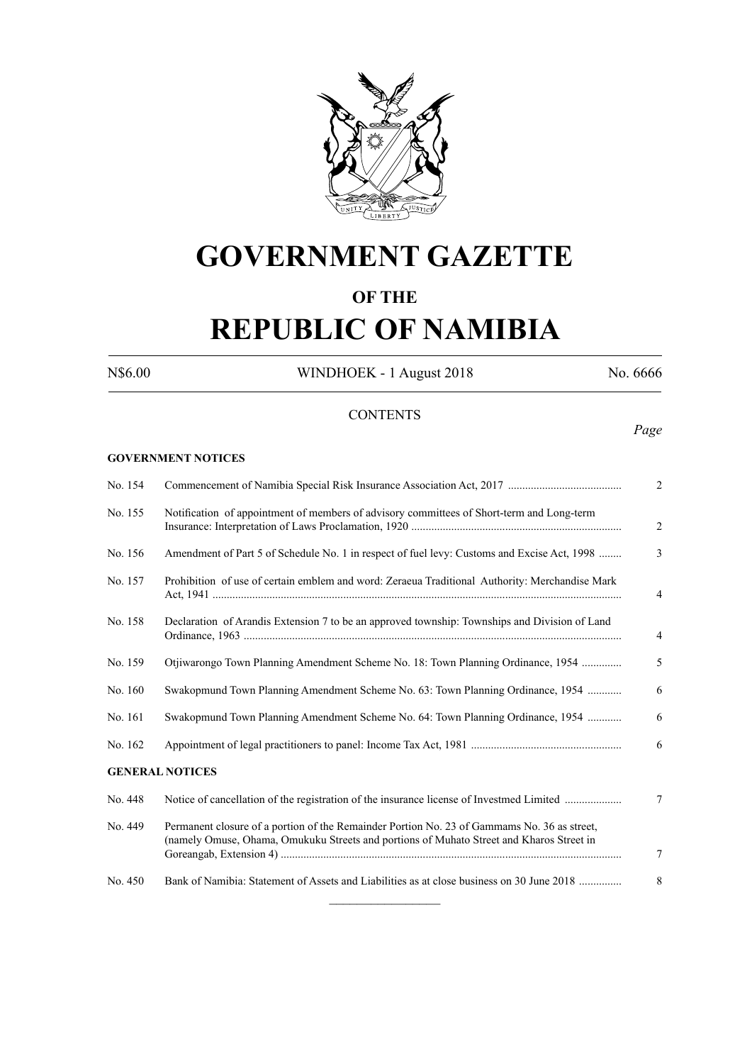# GOVERNMENT GAZETTE

## OF THE

# REPUBLIC OF NAMIBIA

N$6.00 WINDHOEK - 1 August 2018 No. 6666

CONTENTS

*Page*

**GOVERNMENT NOTICES**

| | | |
|---|---|---|
| No. 154 | Commencement of Namibia Special Risk Insurance Association Act, 2017 | 2 |
| No. 155 | Notification of appointment of members of advisory committees of Short-term and Long-term Insurance: Interpretation of Laws Proclamation, 1920 | 2 |
| No. 156 | Amendment of Part 5 of Schedule No. 1 in respect of fuel levy: Customs and Excise Act, 1998 | 3 |
| No. 157 | Prohibition of use of certain emblem and word: Zeraeua Traditional Authority: Merchandise Mark Act, 1941 | 4 |
| No. 158 | Declaration of Arandis Extension 7 to be an approved township: Townships and Division of Land Ordinance, 1963 | 4 |
| No. 159 | Otjiwarongo Town Planning Amendment Scheme No. 18: Town Planning Ordinance, 1954 | 5 |
| No. 160 | Swakopmund Town Planning Amendment Scheme No. 63: Town Planning Ordinance, 1954 | 6 |
| No. 161 | Swakopmund Town Planning Amendment Scheme No. 64: Town Planning Ordinance, 1954 | 6 |
| No. 162 | Appointment of legal practitioners to panel: Income Tax Act, 1981 | 6 |

**GENERAL NOTICES**

| | | |
|---|---|---|
| No. 448 | Notice of cancellation of the registration of the insurance license of Investmed Limited | 7 |
| No. 449 | Permanent closure of a portion of the Remainder Portion No. 23 of Gammams No. 36 as street, (namely Omuse, Ohama, Omukuku Streets and portions of Muhato Street and Kharos Street in Goreangab, Extension 4) | 7 |
| No. 450 | Bank of Namibia: Statement of Assets and Liabilities as at close business on 30 June 2018 | 8 |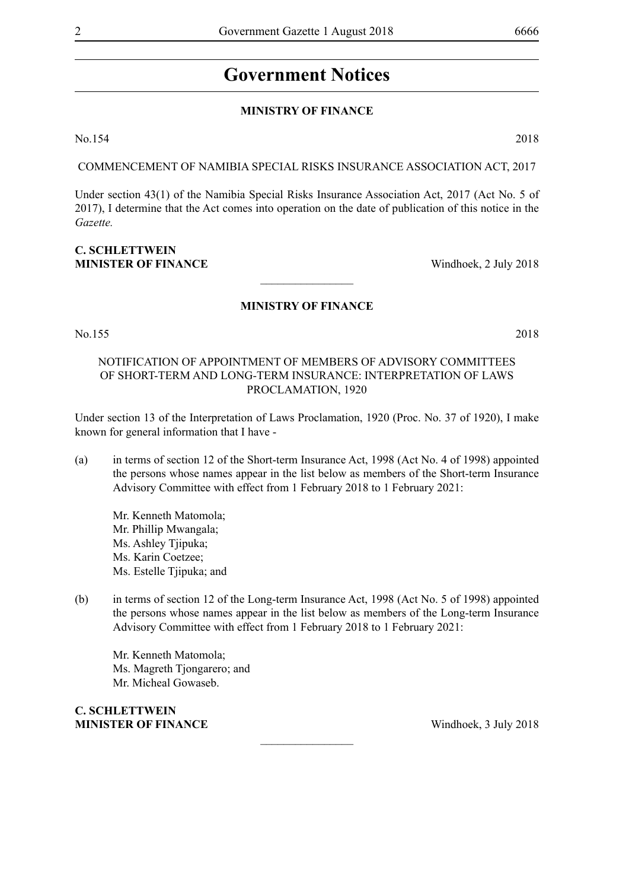# Government Notices

## MINISTRY OF FINANCE

No.154 2018

COMMENCEMENT OF NAMIBIA SPECIAL RISKS INSURANCE ASSOCIATION ACT, 2017

Under section 43(1) of the Namibia Special Risks Insurance Association Act, 2017 (Act No. 5 of 2017), I determine that the Act comes into operation on the date of publication of this notice in the *Gazette.*

**C. SCHLETTWEIN**
**MINISTER OF FINANCE** Windhoek, 2 July 2018

________________

## MINISTRY OF FINANCE

No.155 2018

NOTIFICATION OF APPOINTMENT OF MEMBERS OF ADVISORY COMMITTEES OF SHORT-TERM AND LONG-TERM INSURANCE: INTERPRETATION OF LAWS PROCLAMATION, 1920

Under section 13 of the Interpretation of Laws Proclamation, 1920 (Proc. No. 37 of 1920), I make known for general information that I have -

(a) in terms of section 12 of the Short-term Insurance Act, 1998 (Act No. 4 of 1998) appointed the persons whose names appear in the list below as members of the Short-term Insurance Advisory Committee with effect from 1 February 2018 to 1 February 2021:

Mr. Kenneth Matomola;
Mr. Phillip Mwangala;
Ms. Ashley Tjipuka;
Ms. Karin Coetzee;
Ms. Estelle Tjipuka; and

(b) in terms of section 12 of the Long-term Insurance Act, 1998 (Act No. 5 of 1998) appointed the persons whose names appear in the list below as members of the Long-term Insurance Advisory Committee with effect from 1 February 2018 to 1 February 2021:

Mr. Kenneth Matomola;
Ms. Magreth Tjongarero; and
Mr. Micheal Gowaseb.

**C. SCHLETTWEIN**
**MINISTER OF FINANCE** Windhoek, 3 July 2018

________________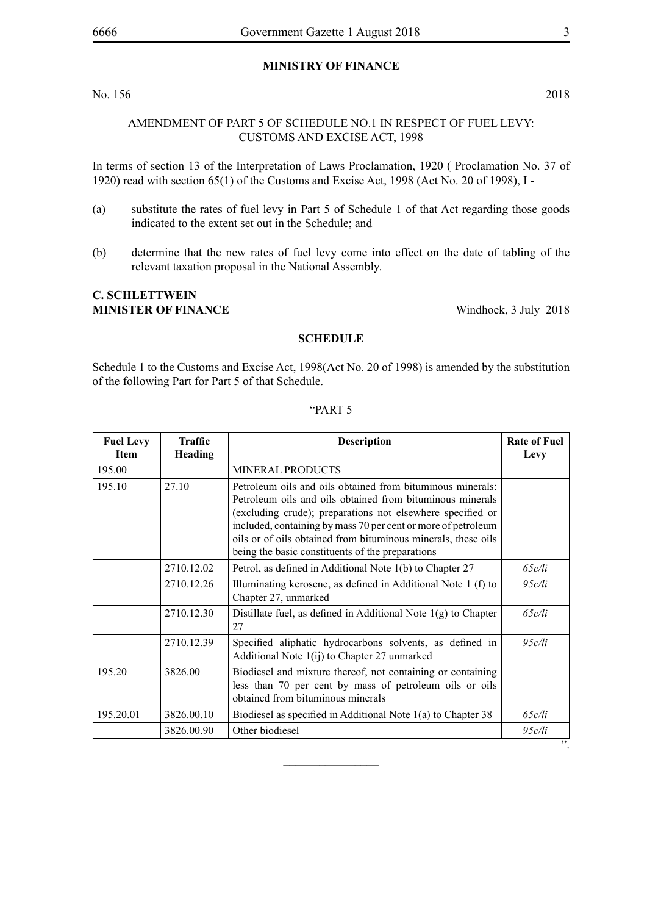## MINISTRY OF FINANCE

No. 156 2018

AMENDMENT OF PART 5 OF SCHEDULE NO.1 IN RESPECT OF FUEL LEVY: CUSTOMS AND EXCISE ACT, 1998

In terms of section 13 of the Interpretation of Laws Proclamation, 1920 ( Proclamation No. 37 of 1920) read with section 65(1) of the Customs and Excise Act, 1998 (Act No. 20 of 1998), I -

(a) substitute the rates of fuel levy in Part 5 of Schedule 1 of that Act regarding those goods indicated to the extent set out in the Schedule; and

(b) determine that the new rates of fuel levy come into effect on the date of tabling of the relevant taxation proposal in the National Assembly.

**C. SCHLETTWEIN**
**MINISTER OF FINANCE** Windhoek, 3 July 2018

### SCHEDULE

Schedule 1 to the Customs and Excise Act, 1998(Act No. 20 of 1998) is amended by the substitution of the following Part for Part 5 of that Schedule.

"PART 5

| Fuel Levy Item | Traffic Heading | Description | Rate of Fuel Levy |
|---|---|---|---|
| 195.00 | | MINERAL PRODUCTS | |
| 195.10 | 27.10 | Petroleum oils and oils obtained from bituminous minerals: Petroleum oils and oils obtained from bituminous minerals (excluding crude); preparations not elsewhere specified or included, containing by mass 70 per cent or more of petroleum oils or of oils obtained from bituminous minerals, these oils being the basic constituents of the preparations | |
| | 2710.12.02 | Petrol, as defined in Additional Note 1(b) to Chapter 27 | *65c/li* |
| | 2710.12.26 | Illuminating kerosene, as defined in Additional Note 1 (f) to Chapter 27, unmarked | *95c/li* |
| | 2710.12.30 | Distillate fuel, as defined in Additional Note 1(g) to Chapter 27 | *65c/li* |
| | 2710.12.39 | Specified aliphatic hydrocarbons solvents, as defined in Additional Note 1(ij) to Chapter 27 unmarked | *95c/li* |
| 195.20 | 3826.00 | Biodiesel and mixture thereof, not containing or containing less than 70 per cent by mass of petroleum oils or oils obtained from bituminous minerals | |
| 195.20.01 | 3826.00.10 | Biodiesel as specified in Additional Note 1(a) to Chapter 38 | *65c/li* |
| | 3826.00.90 | Other biodiesel | *95c/li* |

".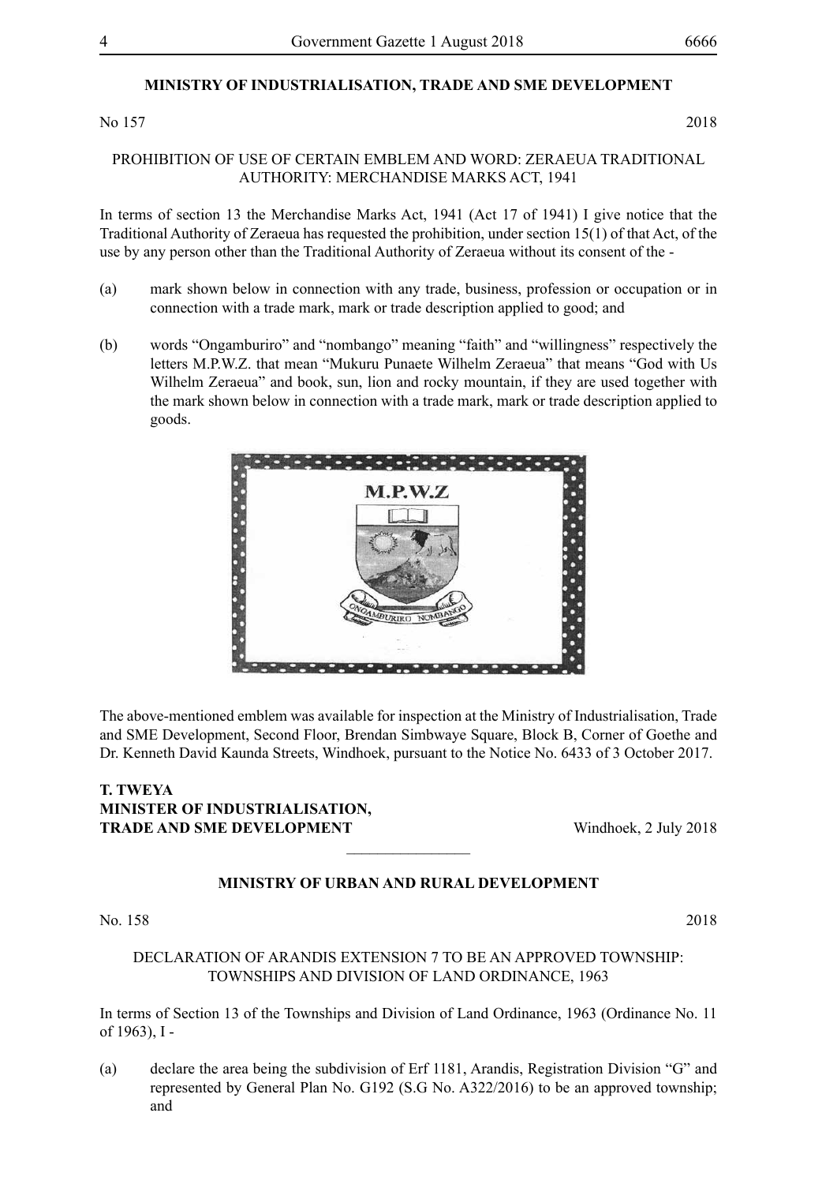**MINISTRY OF INDUSTRIALISATION, TRADE AND SME DEVELOPMENT**

No 157 2018

PROHIBITION OF USE OF CERTAIN EMBLEM AND WORD: ZERAEUA TRADITIONAL AUTHORITY: MERCHANDISE MARKS ACT, 1941

In terms of section 13 the Merchandise Marks Act, 1941 (Act 17 of 1941) I give notice that the Traditional Authority of Zeraeua has requested the prohibition, under section 15(1) of that Act, of the use by any person other than the Traditional Authority of Zeraeua without its consent of the -

(a) mark shown below in connection with any trade, business, profession or occupation or in connection with a trade mark, mark or trade description applied to good; and

(b) words "Ongamburiro" and "nombango" meaning "faith" and "willingness" respectively the letters M.P.W.Z. that mean "Mukuru Punaete Wilhelm Zeraeua" that means "God with Us Wilhelm Zeraeua" and book, sun, lion and rocky mountain, if they are used together with the mark shown below in connection with a trade mark, mark or trade description applied to goods.

The above-mentioned emblem was available for inspection at the Ministry of Industrialisation, Trade and SME Development, Second Floor, Brendan Simbwaye Square, Block B, Corner of Goethe and Dr. Kenneth David Kaunda Streets, Windhoek, pursuant to the Notice No. 6433 of 3 October 2017.

**T. TWEYA**
**MINISTER OF INDUSTRIALISATION,**
**TRADE AND SME DEVELOPMENT** Windhoek, 2 July 2018

---

**MINISTRY OF URBAN AND RURAL DEVELOPMENT**

No. 158 2018

DECLARATION OF ARANDIS EXTENSION 7 TO BE AN APPROVED TOWNSHIP: TOWNSHIPS AND DIVISION OF LAND ORDINANCE, 1963

In terms of Section 13 of the Townships and Division of Land Ordinance, 1963 (Ordinance No. 11 of 1963), I -

(a) declare the area being the subdivision of Erf 1181, Arandis, Registration Division "G" and represented by General Plan No. G192 (S.G No. A322/2016) to be an approved township; and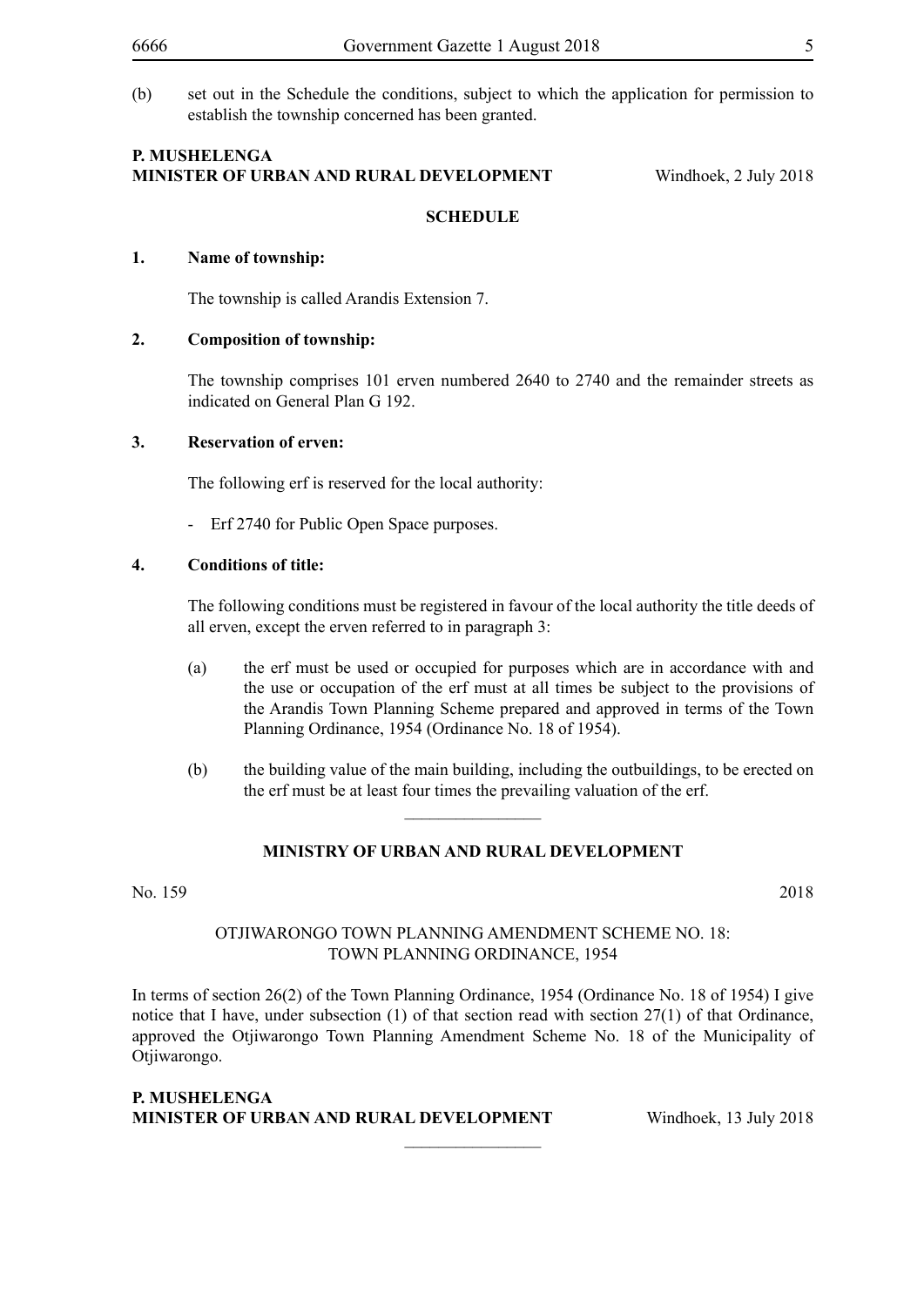(b) set out in the Schedule the conditions, subject to which the application for permission to establish the township concerned has been granted.

**P. MUSHELENGA**
**MINISTER OF URBAN AND RURAL DEVELOPMENT** Windhoek, 2 July 2018

**SCHEDULE**

**1. Name of township:**

The township is called Arandis Extension 7.

**2. Composition of township:**

The township comprises 101 erven numbered 2640 to 2740 and the remainder streets as indicated on General Plan G 192.

**3. Reservation of erven:**

The following erf is reserved for the local authority:

- Erf 2740 for Public Open Space purposes.

**4. Conditions of title:**

The following conditions must be registered in favour of the local authority the title deeds of all erven, except the erven referred to in paragraph 3:

(a) the erf must be used or occupied for purposes which are in accordance with and the use or occupation of the erf must at all times be subject to the provisions of the Arandis Town Planning Scheme prepared and approved in terms of the Town Planning Ordinance, 1954 (Ordinance No. 18 of 1954).

(b) the building value of the main building, including the outbuildings, to be erected on the erf must be at least four times the prevailing valuation of the erf.

________________

**MINISTRY OF URBAN AND RURAL DEVELOPMENT**

No. 159 2018

OTJIWARONGO TOWN PLANNING AMENDMENT SCHEME NO. 18: TOWN PLANNING ORDINANCE, 1954

In terms of section 26(2) of the Town Planning Ordinance, 1954 (Ordinance No. 18 of 1954) I give notice that I have, under subsection (1) of that section read with section 27(1) of that Ordinance, approved the Otjiwarongo Town Planning Amendment Scheme No. 18 of the Municipality of Otjiwarongo.

**P. MUSHELENGA**
**MINISTER OF URBAN AND RURAL DEVELOPMENT** Windhoek, 13 July 2018

________________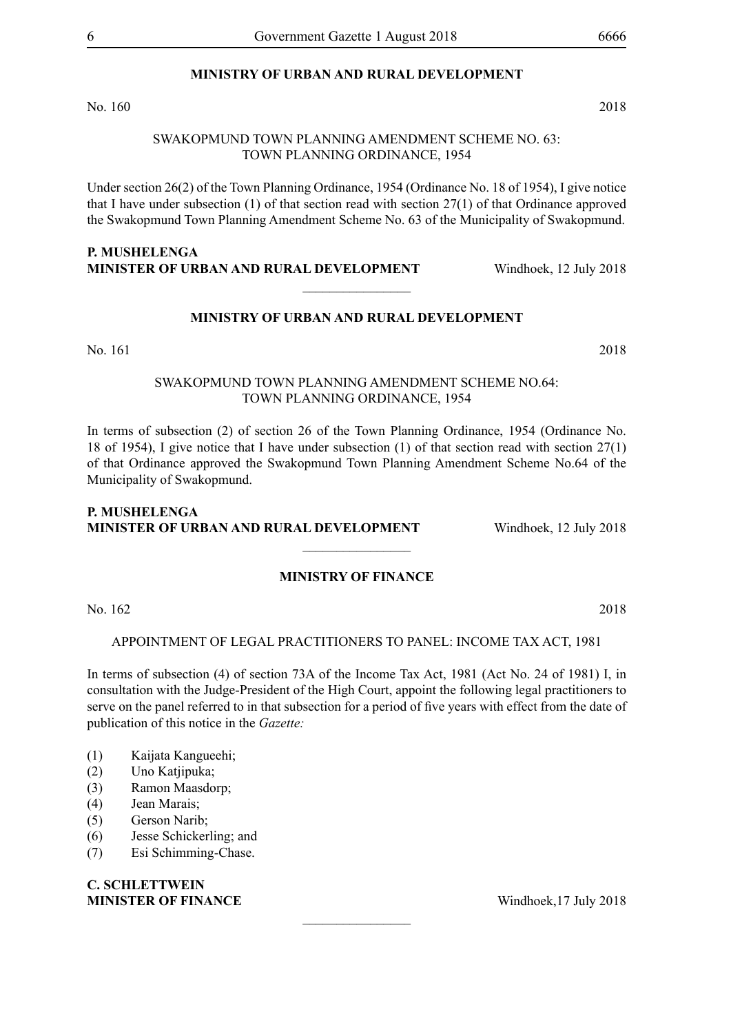**MINISTRY OF URBAN AND RURAL DEVELOPMENT**

No. 160 2018

SWAKOPMUND TOWN PLANNING AMENDMENT SCHEME NO. 63: TOWN PLANNING ORDINANCE, 1954

Under section 26(2) of the Town Planning Ordinance, 1954 (Ordinance No. 18 of 1954), I give notice that I have under subsection (1) of that section read with section 27(1) of that Ordinance approved the Swakopmund Town Planning Amendment Scheme No. 63 of the Municipality of Swakopmund.

**P. MUSHELENGA**
**MINISTER OF URBAN AND RURAL DEVELOPMENT** Windhoek, 12 July 2018

---

**MINISTRY OF URBAN AND RURAL DEVELOPMENT**

No. 161 2018

SWAKOPMUND TOWN PLANNING AMENDMENT SCHEME NO.64: TOWN PLANNING ORDINANCE, 1954

In terms of subsection (2) of section 26 of the Town Planning Ordinance, 1954 (Ordinance No. 18 of 1954), I give notice that I have under subsection (1) of that section read with section 27(1) of that Ordinance approved the Swakopmund Town Planning Amendment Scheme No.64 of the Municipality of Swakopmund.

**P. MUSHELENGA**
**MINISTER OF URBAN AND RURAL DEVELOPMENT** Windhoek, 12 July 2018

---

**MINISTRY OF FINANCE**

No. 162 2018

APPOINTMENT OF LEGAL PRACTITIONERS TO PANEL: INCOME TAX ACT, 1981

In terms of subsection (4) of section 73A of the Income Tax Act, 1981 (Act No. 24 of 1981) I, in consultation with the Judge-President of the High Court, appoint the following legal practitioners to serve on the panel referred to in that subsection for a period of five years with effect from the date of publication of this notice in the *Gazette:*

(1) Kaijata Kangueehi;
(2) Uno Katjipuka;
(3) Ramon Maasdorp;
(4) Jean Marais;
(5) Gerson Narib;
(6) Jesse Schickerling; and
(7) Esi Schimming-Chase.

**C. SCHLETTWEIN**
**MINISTER OF FINANCE** Windhoek,17 July 2018

---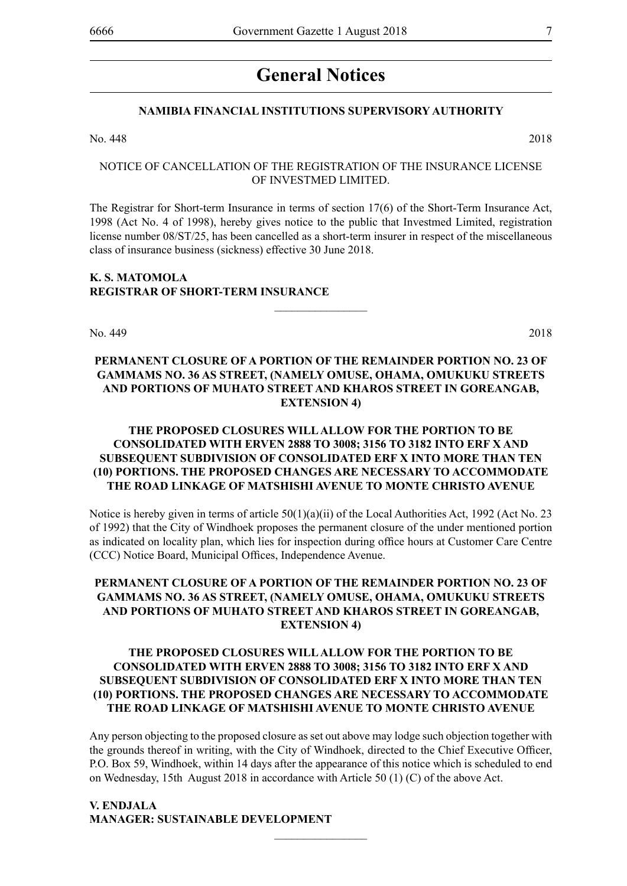# General Notices

**NAMIBIA FINANCIAL INSTITUTIONS SUPERVISORY AUTHORITY**

No. 448 2018

NOTICE OF CANCELLATION OF THE REGISTRATION OF THE INSURANCE LICENSE OF INVESTMED LIMITED.

The Registrar for Short-term Insurance in terms of section 17(6) of the Short-Term Insurance Act, 1998 (Act No. 4 of 1998), hereby gives notice to the public that Investmed Limited, registration license number 08/ST/25, has been cancelled as a short-term insurer in respect of the miscellaneous class of insurance business (sickness) effective 30 June 2018.

**K. S. MATOMOLA**
**REGISTRAR OF SHORT-TERM INSURANCE**

---

No. 449 2018

**PERMANENT CLOSURE OF A PORTION OF THE REMAINDER PORTION NO. 23 OF GAMMAMS NO. 36 AS STREET, (NAMELY OMUSE, OHAMA, OMUKUKU STREETS AND PORTIONS OF MUHATO STREET AND KHAROS STREET IN GOREANGAB, EXTENSION 4)**

**THE PROPOSED CLOSURES WILL ALLOW FOR THE PORTION TO BE CONSOLIDATED WITH ERVEN 2888 TO 3008; 3156 TO 3182 INTO ERF X AND SUBSEQUENT SUBDIVISION OF CONSOLIDATED ERF X INTO MORE THAN TEN (10) PORTIONS. THE PROPOSED CHANGES ARE NECESSARY TO ACCOMMODATE THE ROAD LINKAGE OF MATSHISHI AVENUE TO MONTE CHRISTO AVENUE**

Notice is hereby given in terms of article 50(1)(a)(ii) of the Local Authorities Act, 1992 (Act No. 23 of 1992) that the City of Windhoek proposes the permanent closure of the under mentioned portion as indicated on locality plan, which lies for inspection during office hours at Customer Care Centre (CCC) Notice Board, Municipal Offices, Independence Avenue.

**PERMANENT CLOSURE OF A PORTION OF THE REMAINDER PORTION NO. 23 OF GAMMAMS NO. 36 AS STREET, (NAMELY OMUSE, OHAMA, OMUKUKU STREETS AND PORTIONS OF MUHATO STREET AND KHAROS STREET IN GOREANGAB, EXTENSION 4)**

**THE PROPOSED CLOSURES WILL ALLOW FOR THE PORTION TO BE CONSOLIDATED WITH ERVEN 2888 TO 3008; 3156 TO 3182 INTO ERF X AND SUBSEQUENT SUBDIVISION OF CONSOLIDATED ERF X INTO MORE THAN TEN (10) PORTIONS. THE PROPOSED CHANGES ARE NECESSARY TO ACCOMMODATE THE ROAD LINKAGE OF MATSHISHI AVENUE TO MONTE CHRISTO AVENUE**

Any person objecting to the proposed closure as set out above may lodge such objection together with the grounds thereof in writing, with the City of Windhoek, directed to the Chief Executive Officer, P.O. Box 59, Windhoek, within 14 days after the appearance of this notice which is scheduled to end on Wednesday, 15th August 2018 in accordance with Article 50 (1) (C) of the above Act.

**V. ENDJALA**
**MANAGER: SUSTAINABLE DEVELOPMENT**

---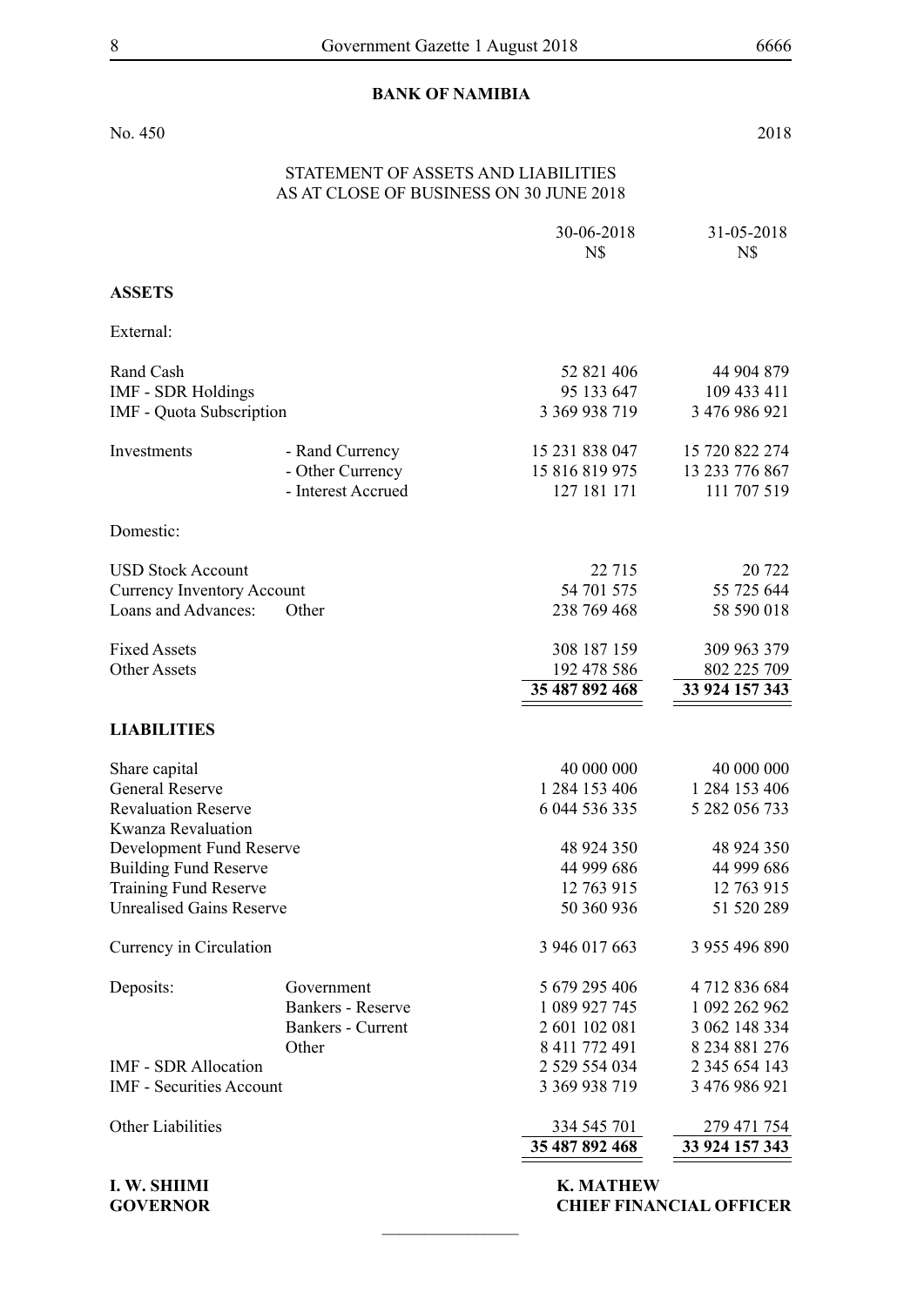## BANK OF NAMIBIA

No. 450 2018

STATEMENT OF ASSETS AND LIABILITIES
AS AT CLOSE OF BUSINESS ON 30 JUNE 2018

| | | 30-06-2018 N$ | 31-05-2018 N$ |
|---|---|---|---|
| **ASSETS** | | | |
| External: | | | |
| Rand Cash | | 52 821 406 | 44 904 879 |
| IMF - SDR Holdings | | 95 133 647 | 109 433 411 |
| IMF - Quota Subscription | | 3 369 938 719 | 3 476 986 921 |
| Investments | - Rand Currency | 15 231 838 047 | 15 720 822 274 |
| | - Other Currency | 15 816 819 975 | 13 233 776 867 |
| | - Interest Accrued | 127 181 171 | 111 707 519 |
| Domestic: | | | |
| USD Stock Account | | 22 715 | 20 722 |
| Currency Inventory Account | | 54 701 575 | 55 725 644 |
| Loans and Advances: | Other | 238 769 468 | 58 590 018 |
| Fixed Assets | | 308 187 159 | 309 963 379 |
| Other Assets | | 192 478 586 | 802 225 709 |
| | | **35 487 892 468** | **33 924 157 343** |
| **LIABILITIES** | | | |
| Share capital | | 40 000 000 | 40 000 000 |
| General Reserve | | 1 284 153 406 | 1 284 153 406 |
| Revaluation Reserve | | 6 044 536 335 | 5 282 056 733 |
| Kwanza Revaluation | | | |
| Development Fund Reserve | | 48 924 350 | 48 924 350 |
| Building Fund Reserve | | 44 999 686 | 44 999 686 |
| Training Fund Reserve | | 12 763 915 | 12 763 915 |
| Unrealised Gains Reserve | | 50 360 936 | 51 520 289 |
| Currency in Circulation | | 3 946 017 663 | 3 955 496 890 |
| Deposits: | Government | 5 679 295 406 | 4 712 836 684 |
| | Bankers - Reserve | 1 089 927 745 | 1 092 262 962 |
| | Bankers - Current | 2 601 102 081 | 3 062 148 334 |
| | Other | 8 411 772 491 | 8 234 881 276 |
| IMF - SDR Allocation | | 2 529 554 034 | 2 345 654 143 |
| IMF - Securities Account | | 3 369 938 719 | 3 476 986 921 |
| Other Liabilities | | 334 545 701 | 279 471 754 |
| | | **35 487 892 468** | **33 924 157 343** |

**I. W. SHIIMI**
**GOVERNOR**

**K. MATHEW**
**CHIEF FINANCIAL OFFICER**